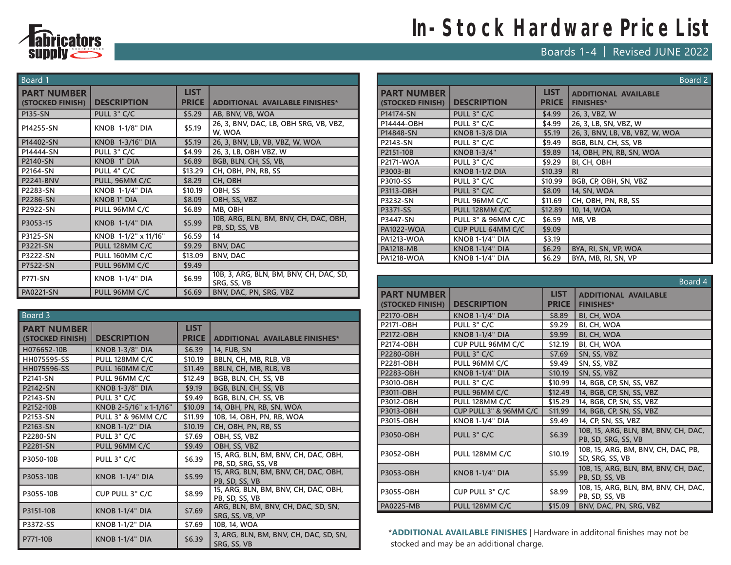# In-Stock Hardware Price List

Boards 1-4 | Revised JUNE 2022

## Board 1

| PART NUMBER (STOCKED FINISH) | DESCRIPTION | LIST PRICE | ADDITIONAL AVAILABLE FINISHES* |
|---|---|---|---|
| P135-SN | PULL 3" C/C | $5.29 | AB, BNV, VB, WOA |
| P14255-SN | KNOB 1-1/8" DIA | $5.19 | 26, 3, BNV, DAC, LB, OBH SRG, VB, VBZ, W, WOA |
| P14402-SN | KNOB 1-3/16" DIA | $5.19 | 26, 3, BNV, LB, VB, VBZ, W, WOA |
| P14444-SN | PULL 3" C/C | $4.99 | 26, 3, LB, OBH VBZ, W |
| P2140-SN | KNOB 1" DIA | $6.89 | BGB, BLN, CH, SS, VB, |
| P2164-SN | PULL 4" C/C | $13.29 | CH, OBH, PN, RB, SS |
| P2241-BNV | PULL, 96MM C/C | $8.29 | CH, OBH |
| P2283-SN | KNOB 1-1/4" DIA | $10.19 | OBH, SS |
| P2286-SN | KNOB 1" DIA | $8.09 | OBH, SS, VBZ |
| P2922-SN | PULL 96MM C/C | $6.89 | MB, OBH |
| P3053-15 | KNOB 1-1/4" DIA | $5.99 | 10B, ARG, BLN, BM, BNV, CH, DAC, OBH, PB, SD, SS, VB |
| P3125-SN | KNOB 1-1/2" x 11/16" | $6.59 | 14 |
| P3221-SN | PULL 128MM C/C | $9.29 | BNV, DAC |
| P3222-SN | PULL 160MM C/C | $13.09 | BNV, DAC |
| P7522-SN | PULL 96MM C/C | $9.49 | |
| P771-SN | KNOB 1-1/4" DIA | $6.99 | 10B, 3, ARG, BLN, BM, BNV, CH, DAC, SD, SRG, SS, VB |
| PA0221-SN | PULL 96MM C/C | $6.69 | BNV, DAC, PN, SRG, VBZ |

## Board 2

| PART NUMBER (STOCKED FINISH) | DESCRIPTION | LIST PRICE | ADDITIONAL AVAILABLE FINISHES* |
|---|---|---|---|
| P14174-SN | PULL 3" C/C | $4.99 | 26, 3, VBZ, W |
| P14444-OBH | PULL 3" C/C | $4.99 | 26, 3, LB, SN, VBZ, W |
| P14848-SN | KNOB 1-3/8 DIA | $5.19 | 26, 3, BNV, LB, VB, VBZ, W, WOA |
| P2143-SN | PULL 3" C/C | $9.49 | BGB, BLN, CH, SS, VB |
| P2151-10B | KNOB 1-3/4" | $9.89 | 14, OBH, PN, RB, SN, WOA |
| P2171-WOA | PULL 3" C/C | $9.29 | BI, CH, OBH |
| P3003-BI | KNOB 1-1/2 DIA | $10.39 | RI |
| P3010-SS | PULL 3" C/C | $10.99 | BGB, CP, OBH, SN, VBZ |
| P3113-OBH | PULL 3" C/C | $8.09 | 14, SN, WOA |
| P3232-SN | PULL 96MM C/C | $11.69 | CH, OBH, PN, RB, SS |
| P3371-SS | PULL 128MM C/C | $12.89 | 10, 14, WOA |
| P3447-SN | PULL 3" & 96MM C/C | $6.59 | MB, VB |
| PA1022-WOA | CUP PULL 64MM C/C | $9.09 | |
| PA1213-WOA | KNOB 1-1/4" DIA | $3.19 | |
| PA1218-MB | KNOB 1-1/4" DIA | $6.29 | BYA, RI, SN, VP, WOA |
| PA1218-WOA | KNOB 1-1/4" DIA | $6.29 | BYA, MB, RI, SN, VP |

## Board 3

| PART NUMBER (STOCKED FINISH) | DESCRIPTION | LIST PRICE | ADDITIONAL AVAILABLE FINISHES* |
|---|---|---|---|
| H076652-10B | KNOB 1-3/8" DIA | $6.39 | 14, FUB, SN |
| HH075595-SS | PULL 128MM C/C | $10.19 | BBLN, CH, MB, RLB, VB |
| HH075596-SS | PULL 160MM C/C | $11.49 | BBLN, CH, MB, RLB, VB |
| P2141-SN | PULL 96MM C/C | $12.49 | BGB, BLN, CH, SS, VB |
| P2142-SN | KNOB 1-3/8" DIA | $9.19 | BGB, BLN, CH, SS, VB |
| P2143-SN | PULL 3" C/C | $9.49 | BGB, BLN, CH, SS, VB |
| P2152-10B | KNOB 2-5/16" x 1-1/16" | $10.09 | 14, OBH, PN, RB, SN, WOA |
| P2153-SN | PULL 3" & 96MM C/C | $11.99 | 10B, 14, OBH, PN, RB, WOA |
| P2163-SN | KNOB 1-1/2" DIA | $10.19 | CH, OBH, PN, RB, SS |
| P2280-SN | PULL 3" C/C | $7.69 | OBH, SS, VBZ |
| P2281-SN | PULL 96MM C/C | $9.49 | OBH, SS, VBZ |
| P3050-10B | PULL 3" C/C | $6.39 | 15, ARG, BLN, BM, BNV, CH, DAC, OBH, PB, SD, SRG, SS, VB |
| P3053-10B | KNOB 1-1/4" DIA | $5.99 | 15, ARG, BLN, BM, BNV, CH, DAC, OBH, PB, SD, SS, VB |
| P3055-10B | CUP PULL 3" C/C | $8.99 | 15, ARG, BLN, BM, BNV, CH, DAC, OBH, PB, SD, SS, VB |
| P3151-10B | KNOB 1-1/4" DIA | $7.69 | ARG, BLN, BM, BNV, CH, DAC, SD, SN, SRG, SS, VB, VP |
| P3372-SS | KNOB 1-1/2" DIA | $7.69 | 10B, 14, WOA |
| P771-10B | KNOB 1-1/4" DIA | $6.39 | 3, ARG, BLN, BM, BNV, CH, DAC, SD, SN, SRG, SS, VB |

## Board 4

| PART NUMBER (STOCKED FINISH) | DESCRIPTION | LIST PRICE | ADDITIONAL AVAILABLE FINISHES* |
|---|---|---|---|
| P2170-OBH | KNOB 1-1/4" DIA | $8.89 | BI, CH, WOA |
| P2171-OBH | PULL 3" C/C | $9.29 | BI, CH, WOA |
| P2172-OBH | KNOB 1-1/4" DIA | $9.99 | BI, CH, WOA |
| P2174-OBH | CUP PULL 96MM C/C | $12.19 | BI, CH, WOA |
| P2280-OBH | PULL 3" C/C | $7.69 | SN, SS, VBZ |
| P2281-OBH | PULL 96MM C/C | $9.49 | SN, SS, VBZ |
| P2283-OBH | KNOB 1-1/4" DIA | $10.19 | SN, SS, VBZ |
| P3010-OBH | PULL 3" C/C | $10.99 | 14, BGB, CP, SN, SS, VBZ |
| P3011-OBH | PULL 96MM C/C | $12.49 | 14, BGB, CP, SN, SS, VBZ |
| P3012-OBH | PULL 128MM C/C | $15.29 | 14, BGB, CP, SN, SS, VBZ |
| P3013-OBH | CUP PULL 3" & 96MM C/C | $11.99 | 14, BGB, CP, SN, SS, VBZ |
| P3015-OBH | KNOB 1-1/4" DIA | $9.49 | 14, CP, SN, SS, VBZ |
| P3050-OBH | PULL 3" C/C | $6.39 | 10B, 15, ARG, BLN, BM, BNV, CH, DAC, PB, SD, SRG, SS, VB |
| P3052-OBH | PULL 128MM C/C | $10.19 | 10B, 15, ARG, BM, BNV, CH, DAC, PB, SD, SRG, SS, VB |
| P3053-OBH | KNOB 1-1/4" DIA | $5.99 | 10B, 15, ARG, BLN, BM, BNV, CH, DAC, PB, SD, SS, VB |
| P3055-OBH | CUP PULL 3" C/C | $8.99 | 10B, 15, ARG, BLN, BM, BNV, CH, DAC, PB, SD, SS, VB |
| PA0225-MB | PULL 128MM C/C | $15.09 | BNV, DAC, PN, SRG, VBZ |

***ADDITIONAL AVAILABLE FINISHES** | Hardware in additonal finishes may not be stocked and may be an additional charge.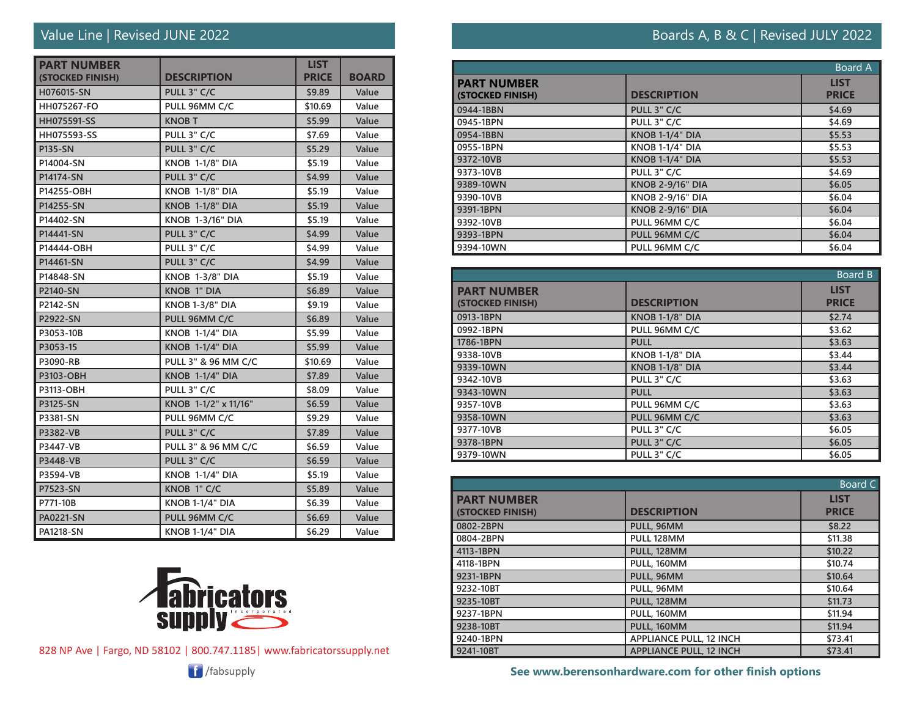## Value Line | Revised JUNE 2022

| PART NUMBER (STOCKED FINISH) | DESCRIPTION | LIST PRICE | BOARD |
|---|---|---|---|
| H076015-SN | PULL 3" C/C | $9.89 | Value |
| HH075267-FO | PULL 96MM C/C | $10.69 | Value |
| HH075591-SS | KNOB T | $5.99 | Value |
| HH075593-SS | PULL 3" C/C | $7.69 | Value |
| P135-SN | PULL 3" C/C | $5.29 | Value |
| P14004-SN | KNOB 1-1/8" DIA | $5.19 | Value |
| P14174-SN | PULL 3" C/C | $4.99 | Value |
| P14255-OBH | KNOB 1-1/8" DIA | $5.19 | Value |
| P14255-SN | KNOB 1-1/8" DIA | $5.19 | Value |
| P14402-SN | KNOB 1-3/16" DIA | $5.19 | Value |
| P14441-SN | PULL 3" C/C | $4.99 | Value |
| P14444-OBH | PULL 3" C/C | $4.99 | Value |
| P14461-SN | PULL 3" C/C | $4.99 | Value |
| P14848-SN | KNOB 1-3/8" DIA | $5.19 | Value |
| P2140-SN | KNOB 1" DIA | $6.89 | Value |
| P2142-SN | KNOB 1-3/8" DIA | $9.19 | Value |
| P2922-SN | PULL 96MM C/C | $6.89 | Value |
| P3053-10B | KNOB 1-1/4" DIA | $5.99 | Value |
| P3053-15 | KNOB 1-1/4" DIA | $5.99 | Value |
| P3090-RB | PULL 3" & 96 MM C/C | $10.69 | Value |
| P3103-OBH | KNOB 1-1/4" DIA | $7.89 | Value |
| P3113-OBH | PULL 3" C/C | $8.09 | Value |
| P3125-SN | KNOB 1-1/2" x 11/16" | $6.59 | Value |
| P3381-SN | PULL 96MM C/C | $9.29 | Value |
| P3382-VB | PULL 3" C/C | $7.89 | Value |
| P3447-VB | PULL 3" & 96 MM C/C | $6.59 | Value |
| P3448-VB | PULL 3" C/C | $6.59 | Value |
| P3594-VB | KNOB 1-1/4" DIA | $5.19 | Value |
| P7523-SN | KNOB 1" C/C | $5.89 | Value |
| P771-10B | KNOB 1-1/4" DIA | $6.39 | Value |
| PA0221-SN | PULL 96MM C/C | $6.69 | Value |
| PA1218-SN | KNOB 1-1/4" DIA | $6.29 | Value |

**Fabricators Supply Incorporated**

828 NP Ave | Fargo, ND 58102 | 800.747.1185| www.fabricatorssupply.net

/fabsupply

## Boards A, B & C | Revised JULY 2022

### Board A

| PART NUMBER (STOCKED FINISH) | DESCRIPTION | LIST PRICE |
|---|---|---|
| 0944-1BBN | PULL 3" C/C | $4.69 |
| 0945-1BPN | PULL 3" C/C | $4.69 |
| 0954-1BBN | KNOB 1-1/4" DIA | $5.53 |
| 0955-1BPN | KNOB 1-1/4" DIA | $5.53 |
| 9372-10VB | KNOB 1-1/4" DIA | $5.53 |
| 9373-10VB | PULL 3" C/C | $4.69 |
| 9389-10WN | KNOB 2-9/16" DIA | $6.05 |
| 9390-10VB | KNOB 2-9/16" DIA | $6.04 |
| 9391-1BPN | KNOB 2-9/16" DIA | $6.04 |
| 9392-10VB | PULL 96MM C/C | $6.04 |
| 9393-1BPN | PULL 96MM C/C | $6.04 |
| 9394-10WN | PULL 96MM C/C | $6.04 |

### Board B

| PART NUMBER (STOCKED FINISH) | DESCRIPTION | LIST PRICE |
|---|---|---|
| 0913-1BPN | KNOB 1-1/8" DIA | $2.74 |
| 0992-1BPN | PULL 96MM C/C | $3.62 |
| 1786-1BPN | PULL | $3.63 |
| 9338-10VB | KNOB 1-1/8" DIA | $3.44 |
| 9339-10WN | KNOB 1-1/8" DIA | $3.44 |
| 9342-10VB | PULL 3" C/C | $3.63 |
| 9343-10WN | PULL | $3.63 |
| 9357-10VB | PULL 96MM C/C | $3.63 |
| 9358-10WN | PULL 96MM C/C | $3.63 |
| 9377-10VB | PULL 3" C/C | $6.05 |
| 9378-1BPN | PULL 3" C/C | $6.05 |
| 9379-10WN | PULL 3" C/C | $6.05 |

### Board C

| PART NUMBER (STOCKED FINISH) | DESCRIPTION | LIST PRICE |
|---|---|---|
| 0802-2BPN | PULL, 96MM | $8.22 |
| 0804-2BPN | PULL 128MM | $11.38 |
| 4113-1BPN | PULL, 128MM | $10.22 |
| 4118-1BPN | PULL, 160MM | $10.74 |
| 9231-1BPN | PULL, 96MM | $10.64 |
| 9232-10BT | PULL, 96MM | $10.64 |
| 9235-10BT | PULL, 128MM | $11.73 |
| 9237-1BPN | PULL, 160MM | $11.94 |
| 9238-10BT | PULL, 160MM | $11.94 |
| 9240-1BPN | APPLIANCE PULL, 12 INCH | $73.41 |
| 9241-10BT | APPLIANCE PULL, 12 INCH | $73.41 |

**See www.berensonhardware.com for other finish options**